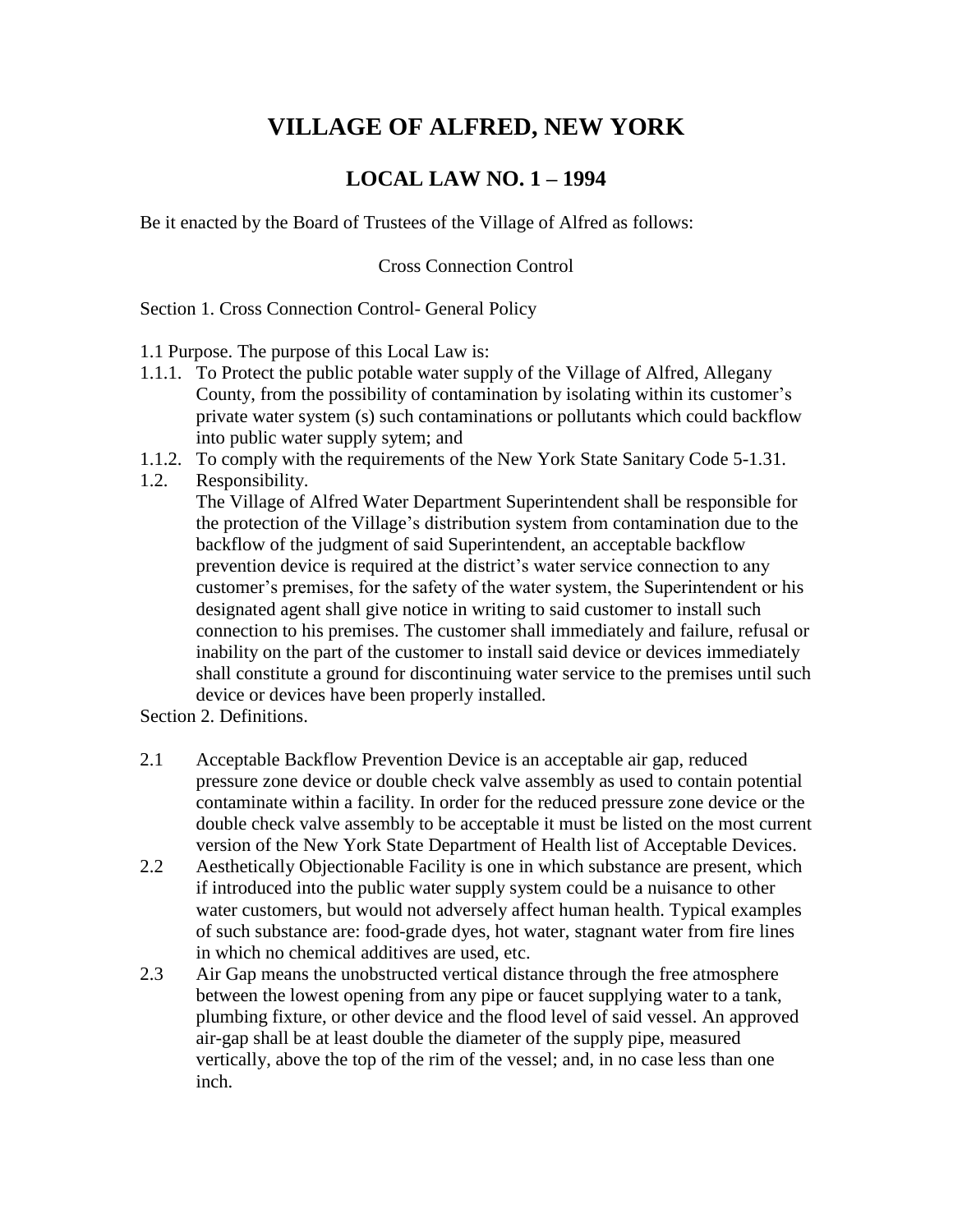# VILLAGE OF ALFRED, NEW YORK

## LOCAL LAW NO. 1 – 1994

Be it enacted by the Board of Trustees of the Village of Alfred as follows:

Cross Connection Control

Section 1. Cross Connection Control- General Policy

1.1 Purpose. The purpose of this Local Law is:

1.1.1. To Protect the public potable water supply of the Village of Alfred, Allegany County, from the possibility of contamination by isolating within its customer's private water system (s) such contaminations or pollutants which could backflow into public water supply sytem; and

1.1.2. To comply with the requirements of the New York State Sanitary Code 5-1.31.

1.2. Responsibility.
The Village of Alfred Water Department Superintendent shall be responsible for the protection of the Village's distribution system from contamination due to the backflow of the judgment of said Superintendent, an acceptable backflow prevention device is required at the district's water service connection to any customer's premises, for the safety of the water system, the Superintendent or his designated agent shall give notice in writing to said customer to install such connection to his premises. The customer shall immediately and failure, refusal or inability on the part of the customer to install said device or devices immediately shall constitute a ground for discontinuing water service to the premises until such device or devices have been properly installed.

Section 2. Definitions.

2.1 Acceptable Backflow Prevention Device is an acceptable air gap, reduced pressure zone device or double check valve assembly as used to contain potential contaminate within a facility. In order for the reduced pressure zone device or the double check valve assembly to be acceptable it must be listed on the most current version of the New York State Department of Health list of Acceptable Devices.

2.2 Aesthetically Objectionable Facility is one in which substance are present, which if introduced into the public water supply system could be a nuisance to other water customers, but would not adversely affect human health. Typical examples of such substance are: food-grade dyes, hot water, stagnant water from fire lines in which no chemical additives are used, etc.

2.3 Air Gap means the unobstructed vertical distance through the free atmosphere between the lowest opening from any pipe or faucet supplying water to a tank, plumbing fixture, or other device and the flood level of said vessel. An approved air-gap shall be at least double the diameter of the supply pipe, measured vertically, above the top of the rim of the vessel; and, in no case less than one inch.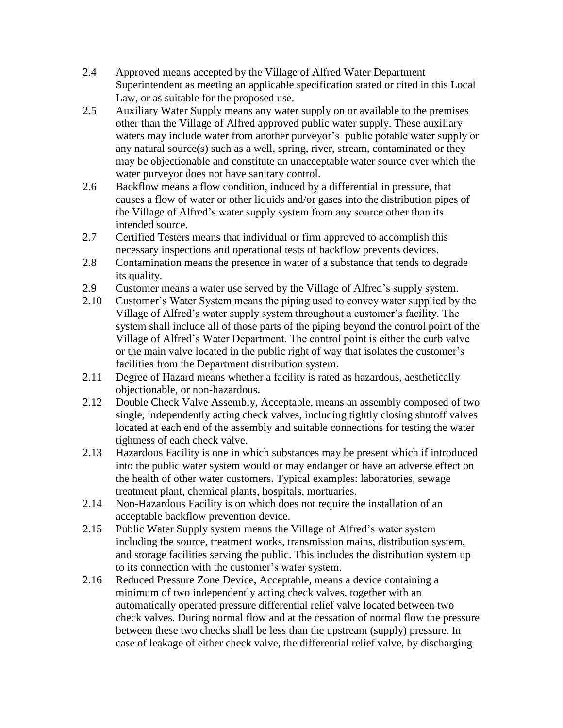2.4 Approved means accepted by the Village of Alfred Water Department Superintendent as meeting an applicable specification stated or cited in this Local Law, or as suitable for the proposed use.

2.5 Auxiliary Water Supply means any water supply on or available to the premises other than the Village of Alfred approved public water supply. These auxiliary waters may include water from another purveyor's public potable water supply or any natural source(s) such as a well, spring, river, stream, contaminated or they may be objectionable and constitute an unacceptable water source over which the water purveyor does not have sanitary control.

2.6 Backflow means a flow condition, induced by a differential in pressure, that causes a flow of water or other liquids and/or gases into the distribution pipes of the Village of Alfred's water supply system from any source other than its intended source.

2.7 Certified Testers means that individual or firm approved to accomplish this necessary inspections and operational tests of backflow prevents devices.

2.8 Contamination means the presence in water of a substance that tends to degrade its quality.

2.9 Customer means a water use served by the Village of Alfred's supply system.

2.10 Customer's Water System means the piping used to convey water supplied by the Village of Alfred's water supply system throughout a customer's facility. The system shall include all of those parts of the piping beyond the control point of the Village of Alfred's Water Department. The control point is either the curb valve or the main valve located in the public right of way that isolates the customer's facilities from the Department distribution system.

2.11 Degree of Hazard means whether a facility is rated as hazardous, aesthetically objectionable, or non-hazardous.

2.12 Double Check Valve Assembly, Acceptable, means an assembly composed of two single, independently acting check valves, including tightly closing shutoff valves located at each end of the assembly and suitable connections for testing the water tightness of each check valve.

2.13 Hazardous Facility is one in which substances may be present which if introduced into the public water system would or may endanger or have an adverse effect on the health of other water customers. Typical examples: laboratories, sewage treatment plant, chemical plants, hospitals, mortuaries.

2.14 Non-Hazardous Facility is on which does not require the installation of an acceptable backflow prevention device.

2.15 Public Water Supply system means the Village of Alfred's water system including the source, treatment works, transmission mains, distribution system, and storage facilities serving the public. This includes the distribution system up to its connection with the customer's water system.

2.16 Reduced Pressure Zone Device, Acceptable, means a device containing a minimum of two independently acting check valves, together with an automatically operated pressure differential relief valve located between two check valves. During normal flow and at the cessation of normal flow the pressure between these two checks shall be less than the upstream (supply) pressure. In case of leakage of either check valve, the differential relief valve, by discharging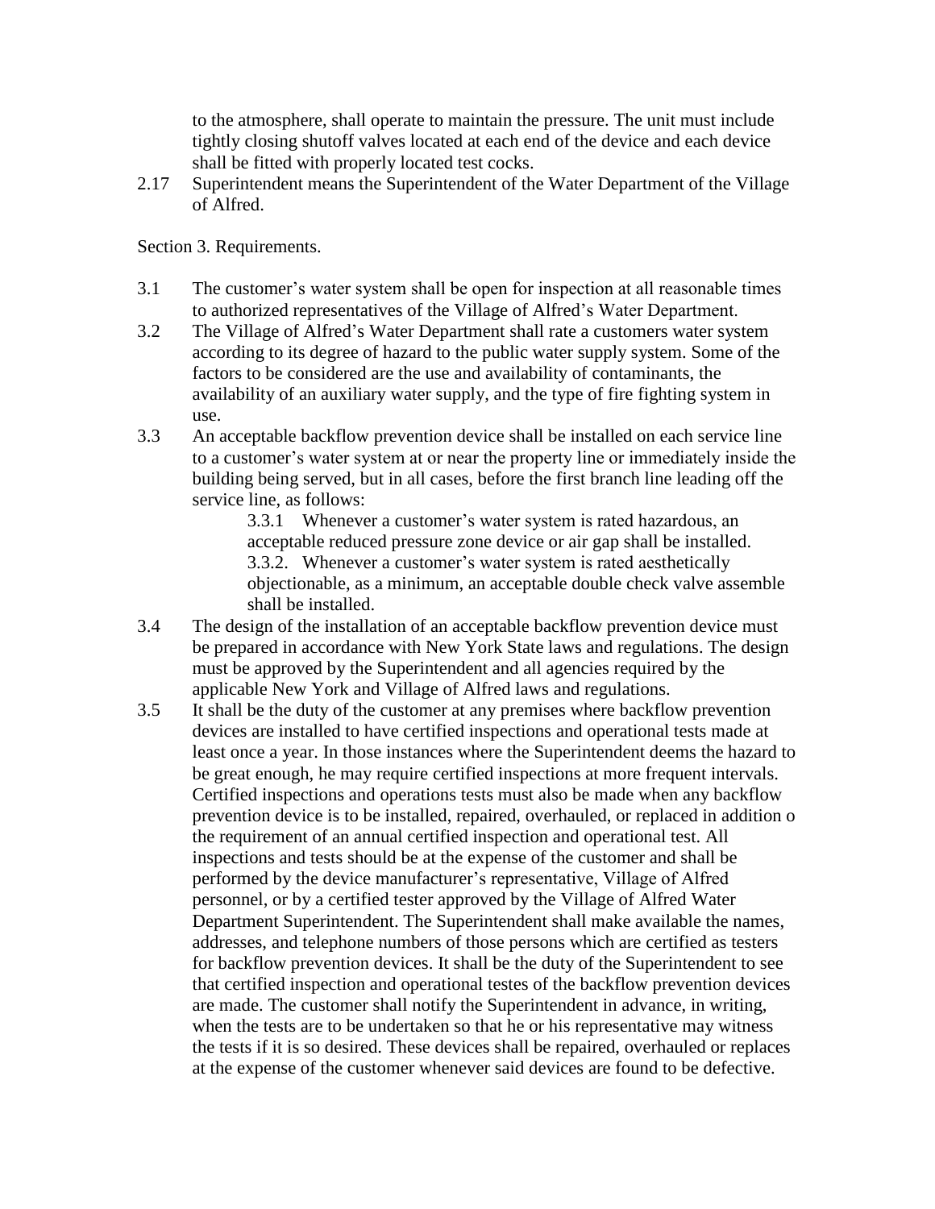to the atmosphere, shall operate to maintain the pressure. The unit must include tightly closing shutoff valves located at each end of the device and each device shall be fitted with properly located test cocks.

2.17 Superintendent means the Superintendent of the Water Department of the Village of Alfred.

Section 3. Requirements.

3.1 The customer's water system shall be open for inspection at all reasonable times to authorized representatives of the Village of Alfred's Water Department.

3.2 The Village of Alfred's Water Department shall rate a customers water system according to its degree of hazard to the public water supply system. Some of the factors to be considered are the use and availability of contaminants, the availability of an auxiliary water supply, and the type of fire fighting system in use.

3.3 An acceptable backflow prevention device shall be installed on each service line to a customer's water system at or near the property line or immediately inside the building being served, but in all cases, before the first branch line leading off the service line, as follows:

  3.3.1 Whenever a customer's water system is rated hazardous, an acceptable reduced pressure zone device or air gap shall be installed.

  3.3.2. Whenever a customer's water system is rated aesthetically objectionable, as a minimum, an acceptable double check valve assemble shall be installed.

3.4 The design of the installation of an acceptable backflow prevention device must be prepared in accordance with New York State laws and regulations. The design must be approved by the Superintendent and all agencies required by the applicable New York and Village of Alfred laws and regulations.

3.5 It shall be the duty of the customer at any premises where backflow prevention devices are installed to have certified inspections and operational tests made at least once a year. In those instances where the Superintendent deems the hazard to be great enough, he may require certified inspections at more frequent intervals. Certified inspections and operations tests must also be made when any backflow prevention device is to be installed, repaired, overhauled, or replaced in addition o the requirement of an annual certified inspection and operational test. All inspections and tests should be at the expense of the customer and shall be performed by the device manufacturer's representative, Village of Alfred personnel, or by a certified tester approved by the Village of Alfred Water Department Superintendent. The Superintendent shall make available the names, addresses, and telephone numbers of those persons which are certified as testers for backflow prevention devices. It shall be the duty of the Superintendent to see that certified inspection and operational testes of the backflow prevention devices are made. The customer shall notify the Superintendent in advance, in writing, when the tests are to be undertaken so that he or his representative may witness the tests if it is so desired. These devices shall be repaired, overhauled or replaces at the expense of the customer whenever said devices are found to be defective.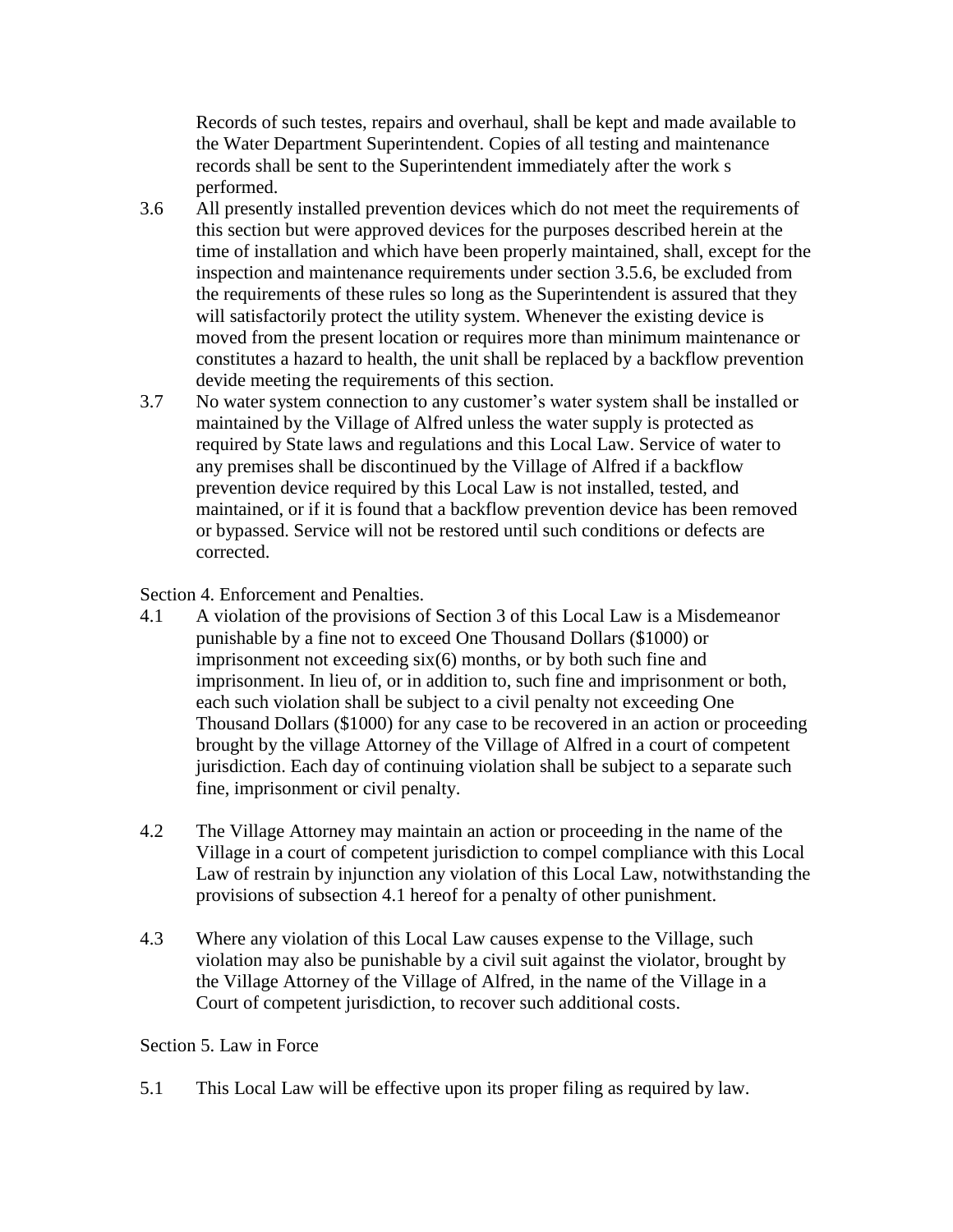Records of such testes, repairs and overhaul, shall be kept and made available to the Water Department Superintendent. Copies of all testing and maintenance records shall be sent to the Superintendent immediately after the work s performed.

3.6 All presently installed prevention devices which do not meet the requirements of this section but were approved devices for the purposes described herein at the time of installation and which have been properly maintained, shall, except for the inspection and maintenance requirements under section 3.5.6, be excluded from the requirements of these rules so long as the Superintendent is assured that they will satisfactorily protect the utility system. Whenever the existing device is moved from the present location or requires more than minimum maintenance or constitutes a hazard to health, the unit shall be replaced by a backflow prevention devide meeting the requirements of this section.

3.7 No water system connection to any customer's water system shall be installed or maintained by the Village of Alfred unless the water supply is protected as required by State laws and regulations and this Local Law. Service of water to any premises shall be discontinued by the Village of Alfred if a backflow prevention device required by this Local Law is not installed, tested, and maintained, or if it is found that a backflow prevention device has been removed or bypassed. Service will not be restored until such conditions or defects are corrected.

Section 4. Enforcement and Penalties.

4.1 A violation of the provisions of Section 3 of this Local Law is a Misdemeanor punishable by a fine not to exceed One Thousand Dollars ($1000) or imprisonment not exceeding six(6) months, or by both such fine and imprisonment. In lieu of, or in addition to, such fine and imprisonment or both, each such violation shall be subject to a civil penalty not exceeding One Thousand Dollars ($1000) for any case to be recovered in an action or proceeding brought by the village Attorney of the Village of Alfred in a court of competent jurisdiction. Each day of continuing violation shall be subject to a separate such fine, imprisonment or civil penalty.

4.2 The Village Attorney may maintain an action or proceeding in the name of the Village in a court of competent jurisdiction to compel compliance with this Local Law of restrain by injunction any violation of this Local Law, notwithstanding the provisions of subsection 4.1 hereof for a penalty of other punishment.

4.3 Where any violation of this Local Law causes expense to the Village, such violation may also be punishable by a civil suit against the violator, brought by the Village Attorney of the Village of Alfred, in the name of the Village in a Court of competent jurisdiction, to recover such additional costs.

Section 5. Law in Force

5.1 This Local Law will be effective upon its proper filing as required by law.